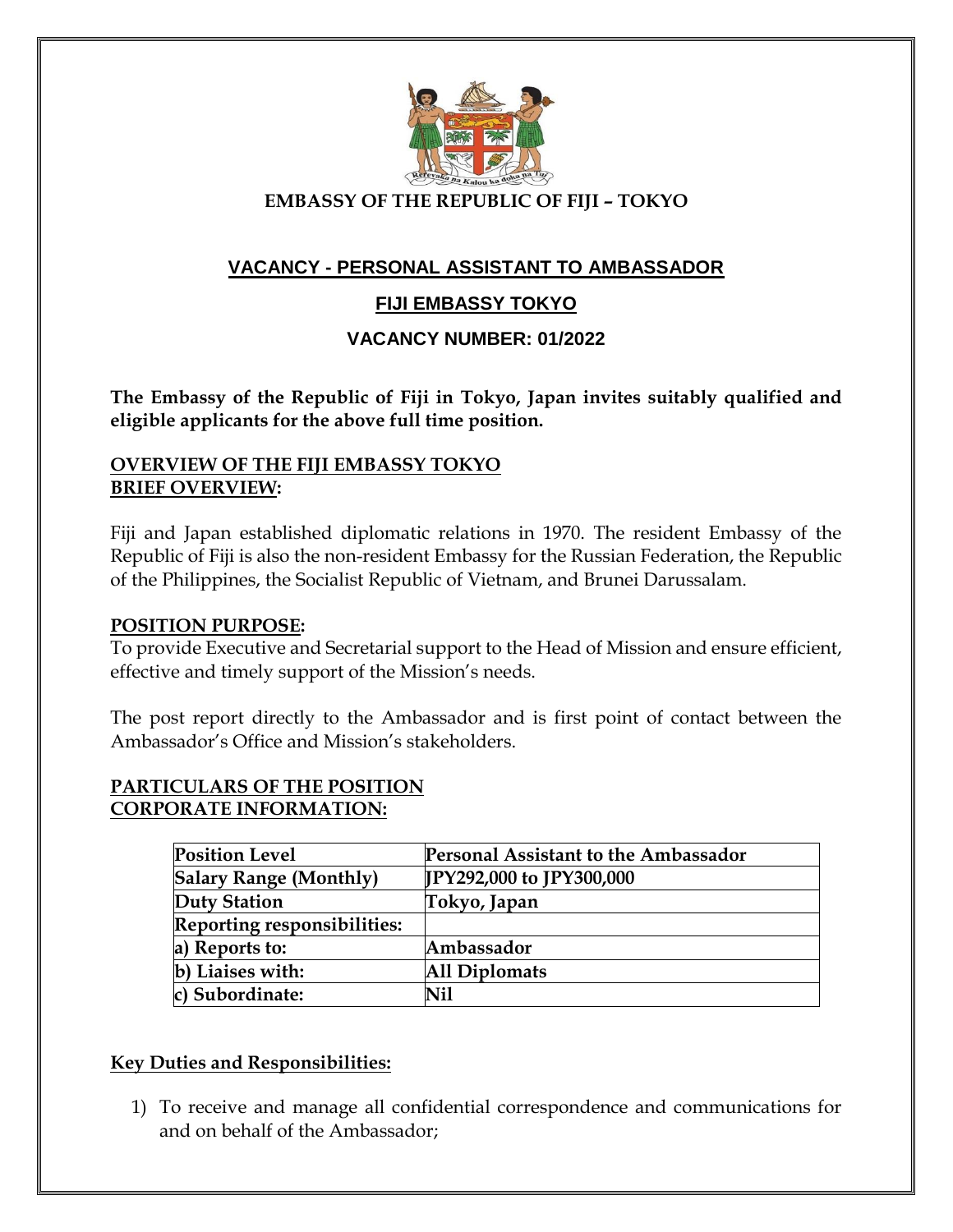**EMBASSY OF THE REPUBLIC OF FIJI – TOKYO**

## VACANCY - PERSONAL ASSISTANT TO AMBASSADOR

### FIJI EMBASSY TOKYO

### VACANCY NUMBER: 01/2022

**The Embassy of the Republic of Fiji in Tokyo, Japan invites suitably qualified and eligible applicants for the above full time position.**

**OVERVIEW OF THE FIJI EMBASSY TOKYO**
**BRIEF OVERVIEW:**

Fiji and Japan established diplomatic relations in 1970. The resident Embassy of the Republic of Fiji is also the non-resident Embassy for the Russian Federation, the Republic of the Philippines, the Socialist Republic of Vietnam, and Brunei Darussalam.

**POSITION PURPOSE:**
To provide Executive and Secretarial support to the Head of Mission and ensure efficient, effective and timely support of the Mission's needs.

The post report directly to the Ambassador and is first point of contact between the Ambassador's Office and Mission's stakeholders.

**PARTICULARS OF THE POSITION**
**CORPORATE INFORMATION:**

| **Position Level** | **Personal Assistant to the Ambassador** |
|---|---|
| **Salary Range (Monthly)** | **JPY292,000 to JPY300,000** |
| **Duty Station** | **Tokyo, Japan** |
| **Reporting responsibilities:** | |
| **a) Reports to:** | **Ambassador** |
| **b) Liaises with:** | **All Diplomats** |
| **c) Subordinate:** | **Nil** |

**Key Duties and Responsibilities:**

1) To receive and manage all confidential correspondence and communications for and on behalf of the Ambassador;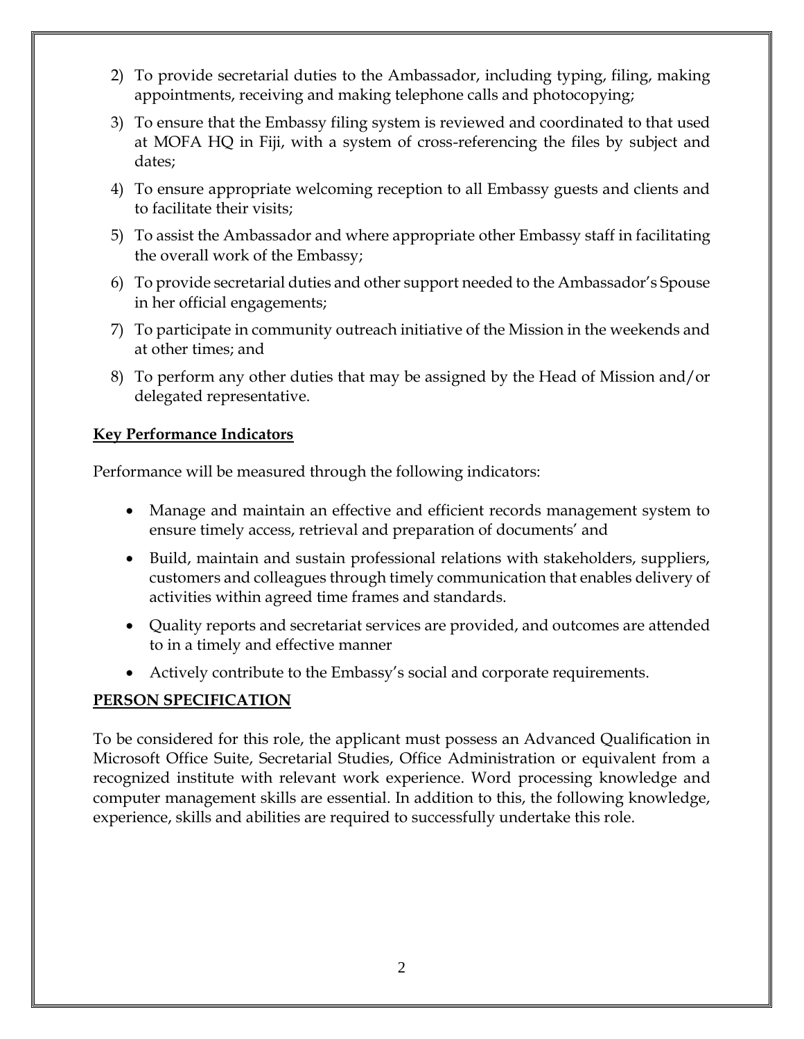2) To provide secretarial duties to the Ambassador, including typing, filing, making appointments, receiving and making telephone calls and photocopying;
3) To ensure that the Embassy filing system is reviewed and coordinated to that used at MOFA HQ in Fiji, with a system of cross-referencing the files by subject and dates;
4) To ensure appropriate welcoming reception to all Embassy guests and clients and to facilitate their visits;
5) To assist the Ambassador and where appropriate other Embassy staff in facilitating the overall work of the Embassy;
6) To provide secretarial duties and other support needed to the Ambassador's Spouse in her official engagements;
7) To participate in community outreach initiative of the Mission in the weekends and at other times; and
8) To perform any other duties that may be assigned by the Head of Mission and/or delegated representative.

**Key Performance Indicators**

Performance will be measured through the following indicators:

- Manage and maintain an effective and efficient records management system to ensure timely access, retrieval and preparation of documents' and
- Build, maintain and sustain professional relations with stakeholders, suppliers, customers and colleagues through timely communication that enables delivery of activities within agreed time frames and standards.
- Quality reports and secretariat services are provided, and outcomes are attended to in a timely and effective manner
- Actively contribute to the Embassy's social and corporate requirements.

**PERSON SPECIFICATION**

To be considered for this role, the applicant must possess an Advanced Qualification in Microsoft Office Suite, Secretarial Studies, Office Administration or equivalent from a recognized institute with relevant work experience. Word processing knowledge and computer management skills are essential. In addition to this, the following knowledge, experience, skills and abilities are required to successfully undertake this role.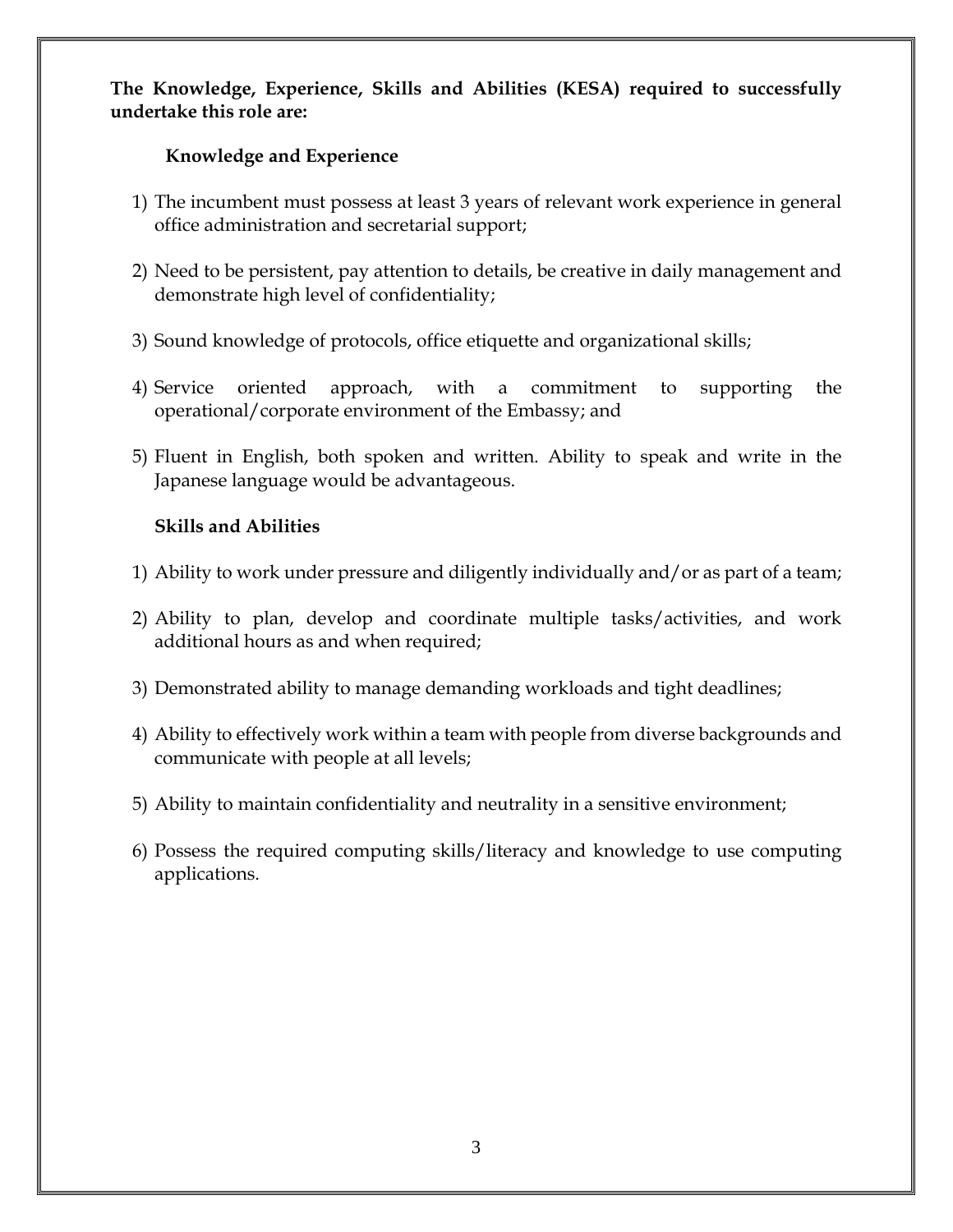**The Knowledge, Experience, Skills and Abilities (KESA) required to successfully undertake this role are:**

**Knowledge and Experience**

1) The incumbent must possess at least 3 years of relevant work experience in general office administration and secretarial support;
2) Need to be persistent, pay attention to details, be creative in daily management and demonstrate high level of confidentiality;
3) Sound knowledge of protocols, office etiquette and organizational skills;
4) Service oriented approach, with a commitment to supporting the operational/corporate environment of the Embassy; and
5) Fluent in English, both spoken and written. Ability to speak and write in the Japanese language would be advantageous.

**Skills and Abilities**

1) Ability to work under pressure and diligently individually and/or as part of a team;
2) Ability to plan, develop and coordinate multiple tasks/activities, and work additional hours as and when required;
3) Demonstrated ability to manage demanding workloads and tight deadlines;
4) Ability to effectively work within a team with people from diverse backgrounds and communicate with people at all levels;
5) Ability to maintain confidentiality and neutrality in a sensitive environment;
6) Possess the required computing skills/literacy and knowledge to use computing applications.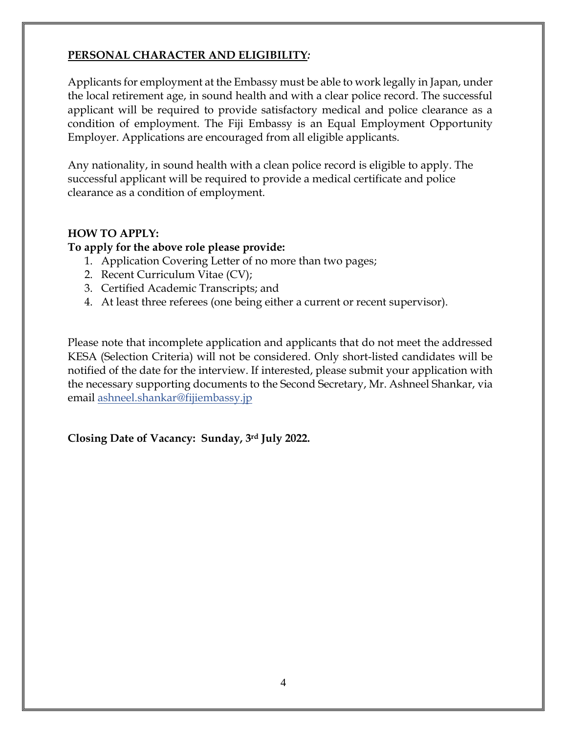**PERSONAL CHARACTER AND ELIGIBILITY*:***

Applicants for employment at the Embassy must be able to work legally in Japan, under the local retirement age, in sound health and with a clear police record. The successful applicant will be required to provide satisfactory medical and police clearance as a condition of employment. The Fiji Embassy is an Equal Employment Opportunity Employer. Applications are encouraged from all eligible applicants.

Any nationality, in sound health with a clean police record is eligible to apply. The successful applicant will be required to provide a medical certificate and police clearance as a condition of employment.

**HOW TO APPLY:**

**To apply for the above role please provide:**

1. Application Covering Letter of no more than two pages;
2. Recent Curriculum Vitae (CV);
3. Certified Academic Transcripts; and
4. At least three referees (one being either a current or recent supervisor).

Please note that incomplete application and applicants that do not meet the addressed KESA (Selection Criteria) will not be considered. Only short-listed candidates will be notified of the date for the interview. If interested, please submit your application with the necessary supporting documents to the Second Secretary, Mr. Ashneel Shankar, via email ashneel.shankar@fijiembassy.jp

**Closing Date of Vacancy: Sunday, 3rd July 2022.**